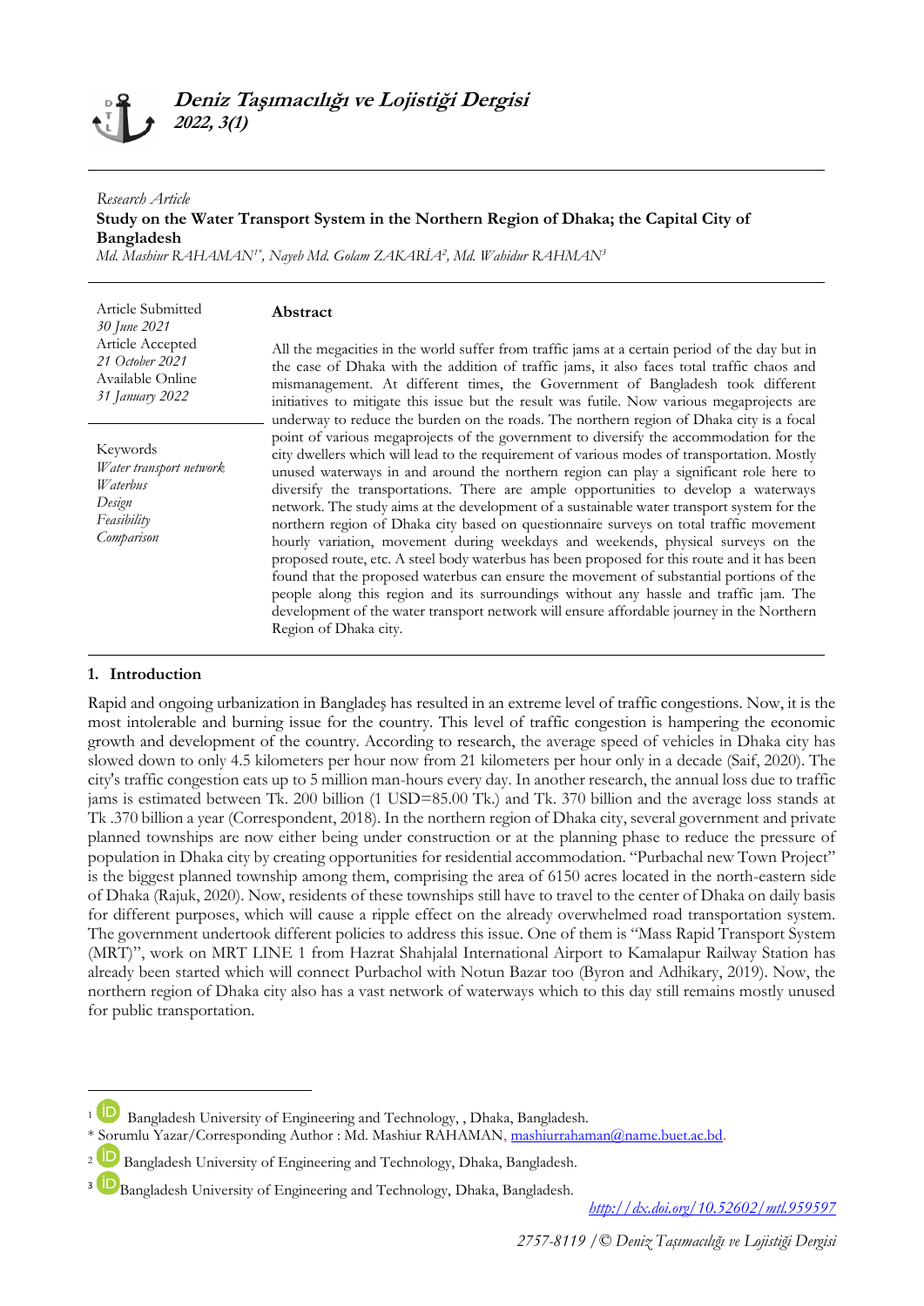*Research Article*

# Study on the Water Transport System in the Northern Region of Dhaka; the Capital City of Bangladesh

*Md. Mashiur RAHAMAN[1*], Nayeb Md. Golam ZAKARİA[2], Md. Wahidur RAHMAN[3]*

Article Submitted
*30 June 2021*
Article Accepted
*21 October 2021*
Available Online
*31 January 2022*

Keywords
*Water transport network*
*Waterbus*
*Design*
*Feasibility*
*Comparison*

## Abstract

All the megacities in the world suffer from traffic jams at a certain period of the day but in the case of Dhaka with the addition of traffic jams, it also faces total traffic chaos and mismanagement. At different times, the Government of Bangladesh took different initiatives to mitigate this issue but the result was futile. Now various megaprojects are underway to reduce the burden on the roads. The northern region of Dhaka city is a focal point of various megaprojects of the government to diversify the accommodation for the city dwellers which will lead to the requirement of various modes of transportation. Mostly unused waterways in and around the northern region can play a significant role here to diversify the transportations. There are ample opportunities to develop a waterways network. The study aims at the development of a sustainable water transport system for the northern region of Dhaka city based on questionnaire surveys on total traffic movement hourly variation, movement during weekdays and weekends, physical surveys on the proposed route, etc. A steel body waterbus has been proposed for this route and it has been found that the proposed waterbus can ensure the movement of substantial portions of the people along this region and its surroundings without any hassle and traffic jam. The development of the water transport network will ensure affordable journey in the Northern Region of Dhaka city.

## 1. Introduction

Rapid and ongoing urbanization in Bangladeş has resulted in an extreme level of traffic congestions. Now, it is the most intolerable and burning issue for the country. This level of traffic congestion is hampering the economic growth and development of the country. According to research, the average speed of vehicles in Dhaka city has slowed down to only 4.5 kilometers per hour now from 21 kilometers per hour only in a decade (Saif, 2020). The city's traffic congestion eats up to 5 million man-hours every day. In another research, the annual loss due to traffic jams is estimated between Tk. 200 billion (1 USD=85.00 Tk.) and Tk. 370 billion and the average loss stands at Tk .370 billion a year (Correspondent, 2018). In the northern region of Dhaka city, several government and private planned townships are now either being under construction or at the planning phase to reduce the pressure of population in Dhaka city by creating opportunities for residential accommodation. "Purbachal new Town Project" is the biggest planned township among them, comprising the area of 6150 acres located in the north-eastern side of Dhaka (Rajuk, 2020). Now, residents of these townships still have to travel to the center of Dhaka on daily basis for different purposes, which will cause a ripple effect on the already overwhelmed road transportation system. The government undertook different policies to address this issue. One of them is "Mass Rapid Transport System (MRT)", work on MRT LINE 1 from Hazrat Shahjalal International Airport to Kamalapur Railway Station has already been started which will connect Purbachol with Notun Bazar too (Byron and Adhikary, 2019). Now, the northern region of Dhaka city also has a vast network of waterways which to this day still remains mostly unused for public transportation.

---

[1] Bangladesh University of Engineering and Technology, , Dhaka, Bangladesh.

\* Sorumlu Yazar/Corresponding Author : Md. Mashiur RAHAMAN, mashiurrahaman@name.buet.ac.bd.

[2] Bangladesh University of Engineering and Technology, Dhaka, Bangladesh.

[3] Bangladesh University of Engineering and Technology, Dhaka, Bangladesh.

http://dx.doi.org/10.52602/mtl.959597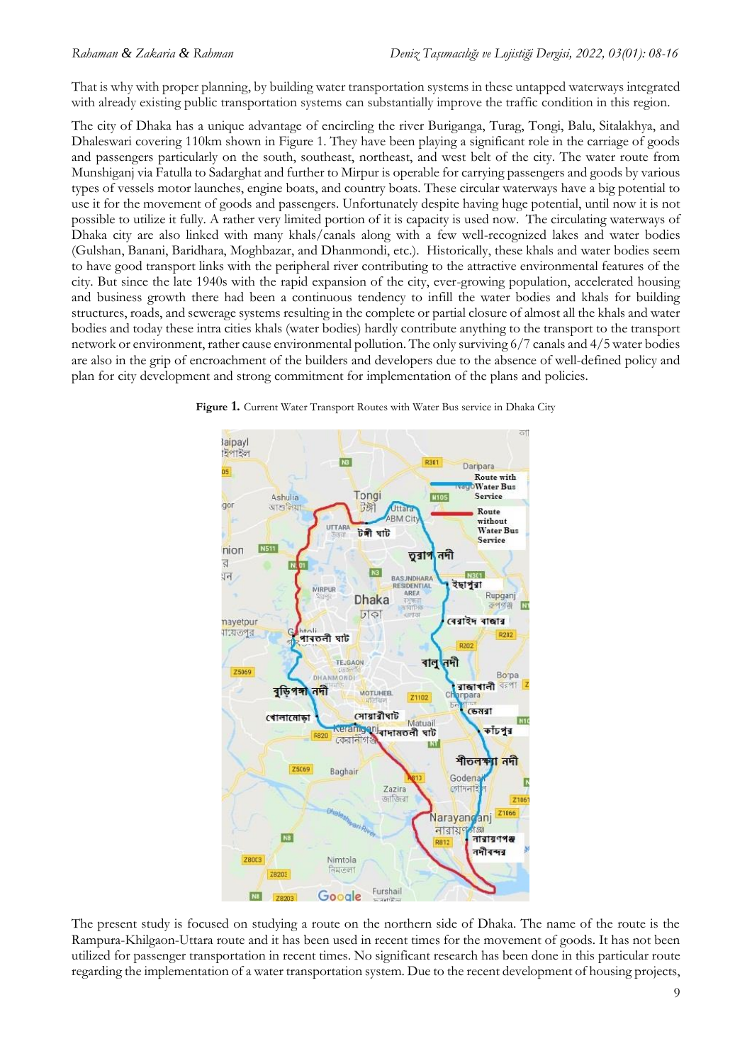That is why with proper planning, by building water transportation systems in these untapped waterways integrated with already existing public transportation systems can substantially improve the traffic condition in this region.

The city of Dhaka has a unique advantage of encircling the river Buriganga, Turag, Tongi, Balu, Sitalakhya, and Dhaleswari covering 110km shown in Figure 1. They have been playing a significant role in the carriage of goods and passengers particularly on the south, southeast, northeast, and west belt of the city. The water route from Munshiganj via Fatulla to Sadarghat and further to Mirpur is operable for carrying passengers and goods by various types of vessels motor launches, engine boats, and country boats. These circular waterways have a big potential to use it for the movement of goods and passengers. Unfortunately despite having huge potential, until now it is not possible to utilize it fully. A rather very limited portion of it is capacity is used now. The circulating waterways of Dhaka city are also linked with many khals/canals along with a few well-recognized lakes and water bodies (Gulshan, Banani, Baridhara, Moghbazar, and Dhanmondi, etc.). Historically, these khals and water bodies seem to have good transport links with the peripheral river contributing to the attractive environmental features of the city. But since the late 1940s with the rapid expansion of the city, ever-growing population, accelerated housing and business growth there had been a continuous tendency to infill the water bodies and khals for building structures, roads, and sewerage systems resulting in the complete or partial closure of almost all the khals and water bodies and today these intra cities khals (water bodies) hardly contribute anything to the transport to the transport network or environment, rather cause environmental pollution. The only surviving 6/7 canals and 4/5 water bodies are also in the grip of encroachment of the builders and developers due to the absence of well-defined policy and plan for city development and strong commitment for implementation of the plans and policies.

**Figure 1.** Current Water Transport Routes with Water Bus service in Dhaka City

The present study is focused on studying a route on the northern side of Dhaka. The name of the route is the Rampura-Khilgaon-Uttara route and it has been used in recent times for the movement of goods. It has not been utilized for passenger transportation in recent times. No significant research has been done in this particular route regarding the implementation of a water transportation system. Due to the recent development of housing projects,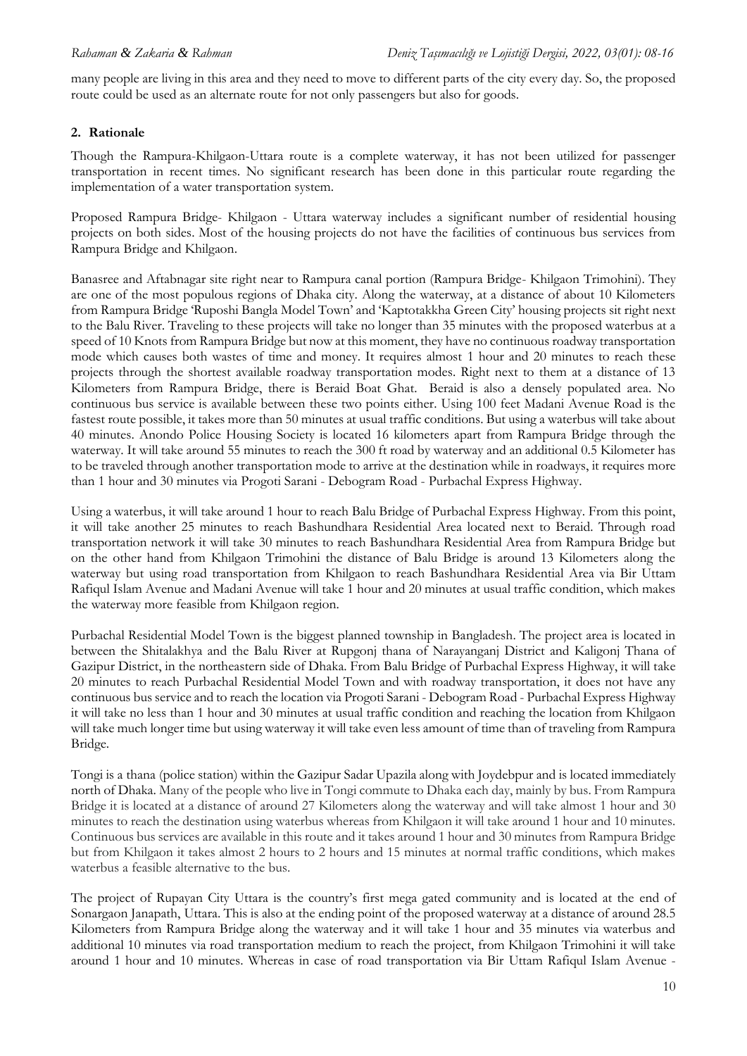many people are living in this area and they need to move to different parts of the city every day. So, the proposed route could be used as an alternate route for not only passengers but also for goods.

## 2. Rationale

Though the Rampura-Khilgaon-Uttara route is a complete waterway, it has not been utilized for passenger transportation in recent times. No significant research has been done in this particular route regarding the implementation of a water transportation system.

Proposed Rampura Bridge- Khilgaon - Uttara waterway includes a significant number of residential housing projects on both sides. Most of the housing projects do not have the facilities of continuous bus services from Rampura Bridge and Khilgaon.

Banasree and Aftabnagar site right near to Rampura canal portion (Rampura Bridge- Khilgaon Trimohini). They are one of the most populous regions of Dhaka city. Along the waterway, at a distance of about 10 Kilometers from Rampura Bridge 'Ruposhi Bangla Model Town' and 'Kaptotakkha Green City' housing projects sit right next to the Balu River. Traveling to these projects will take no longer than 35 minutes with the proposed waterbus at a speed of 10 Knots from Rampura Bridge but now at this moment, they have no continuous roadway transportation mode which causes both wastes of time and money. It requires almost 1 hour and 20 minutes to reach these projects through the shortest available roadway transportation modes. Right next to them at a distance of 13 Kilometers from Rampura Bridge, there is Beraid Boat Ghat. Beraid is also a densely populated area. No continuous bus service is available between these two points either. Using 100 feet Madani Avenue Road is the fastest route possible, it takes more than 50 minutes at usual traffic conditions. But using a waterbus will take about 40 minutes. Anondo Police Housing Society is located 16 kilometers apart from Rampura Bridge through the waterway. It will take around 55 minutes to reach the 300 ft road by waterway and an additional 0.5 Kilometer has to be traveled through another transportation mode to arrive at the destination while in roadways, it requires more than 1 hour and 30 minutes via Progoti Sarani - Debogram Road - Purbachal Express Highway.

Using a waterbus, it will take around 1 hour to reach Balu Bridge of Purbachal Express Highway. From this point, it will take another 25 minutes to reach Bashundhara Residential Area located next to Beraid. Through road transportation network it will take 30 minutes to reach Bashundhara Residential Area from Rampura Bridge but on the other hand from Khilgaon Trimohini the distance of Balu Bridge is around 13 Kilometers along the waterway but using road transportation from Khilgaon to reach Bashundhara Residential Area via Bir Uttam Rafiqul Islam Avenue and Madani Avenue will take 1 hour and 20 minutes at usual traffic condition, which makes the waterway more feasible from Khilgaon region.

Purbachal Residential Model Town is the biggest planned township in Bangladesh. The project area is located in between the Shitalakhya and the Balu River at Rupgonj thana of Narayanganj District and Kaligonj Thana of Gazipur District, in the northeastern side of Dhaka. From Balu Bridge of Purbachal Express Highway, it will take 20 minutes to reach Purbachal Residential Model Town and with roadway transportation, it does not have any continuous bus service and to reach the location via Progoti Sarani - Debogram Road - Purbachal Express Highway it will take no less than 1 hour and 30 minutes at usual traffic condition and reaching the location from Khilgaon will take much longer time but using waterway it will take even less amount of time than of traveling from Rampura Bridge.

Tongi is a thana (police station) within the Gazipur Sadar Upazila along with Joydebpur and is located immediately north of Dhaka. Many of the people who live in Tongi commute to Dhaka each day, mainly by bus. From Rampura Bridge it is located at a distance of around 27 Kilometers along the waterway and will take almost 1 hour and 30 minutes to reach the destination using waterbus whereas from Khilgaon it will take around 1 hour and 10 minutes. Continuous bus services are available in this route and it takes around 1 hour and 30 minutes from Rampura Bridge but from Khilgaon it takes almost 2 hours to 2 hours and 15 minutes at normal traffic conditions, which makes waterbus a feasible alternative to the bus.

The project of Rupayan City Uttara is the country's first mega gated community and is located at the end of Sonargaon Janapath, Uttara. This is also at the ending point of the proposed waterway at a distance of around 28.5 Kilometers from Rampura Bridge along the waterway and it will take 1 hour and 35 minutes via waterbus and additional 10 minutes via road transportation medium to reach the project, from Khilgaon Trimohini it will take around 1 hour and 10 minutes. Whereas in case of road transportation via Bir Uttam Rafiqul Islam Avenue -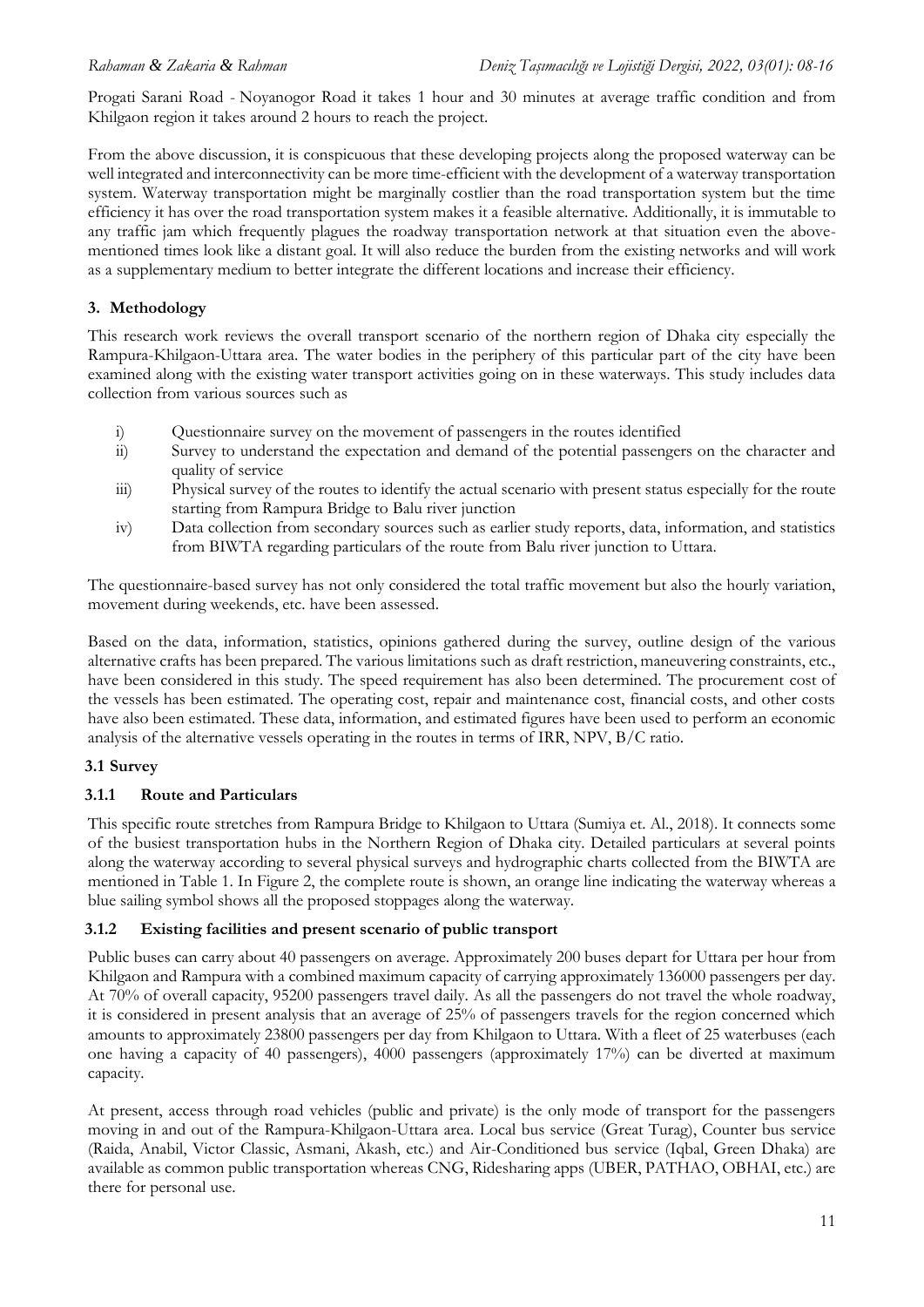Progati Sarani Road - Noyanogor Road it takes 1 hour and 30 minutes at average traffic condition and from Khilgaon region it takes around 2 hours to reach the project.

From the above discussion, it is conspicuous that these developing projects along the proposed waterway can be well integrated and interconnectivity can be more time-efficient with the development of a waterway transportation system. Waterway transportation might be marginally costlier than the road transportation system but the time efficiency it has over the road transportation system makes it a feasible alternative. Additionally, it is immutable to any traffic jam which frequently plagues the roadway transportation network at that situation even the above-mentioned times look like a distant goal. It will also reduce the burden from the existing networks and will work as a supplementary medium to better integrate the different locations and increase their efficiency.

## 3. Methodology

This research work reviews the overall transport scenario of the northern region of Dhaka city especially the Rampura-Khilgaon-Uttara area. The water bodies in the periphery of this particular part of the city have been examined along with the existing water transport activities going on in these waterways. This study includes data collection from various sources such as

i) Questionnaire survey on the movement of passengers in the routes identified
ii) Survey to understand the expectation and demand of the potential passengers on the character and quality of service
iii) Physical survey of the routes to identify the actual scenario with present status especially for the route starting from Rampura Bridge to Balu river junction
iv) Data collection from secondary sources such as earlier study reports, data, information, and statistics from BIWTA regarding particulars of the route from Balu river junction to Uttara.

The questionnaire-based survey has not only considered the total traffic movement but also the hourly variation, movement during weekends, etc. have been assessed.

Based on the data, information, statistics, opinions gathered during the survey, outline design of the various alternative crafts has been prepared. The various limitations such as draft restriction, maneuvering constraints, etc., have been considered in this study. The speed requirement has also been determined. The procurement cost of the vessels has been estimated. The operating cost, repair and maintenance cost, financial costs, and other costs have also been estimated. These data, information, and estimated figures have been used to perform an economic analysis of the alternative vessels operating in the routes in terms of IRR, NPV, B/C ratio.

### 3.1 Survey

#### 3.1.1 Route and Particulars

This specific route stretches from Rampura Bridge to Khilgaon to Uttara (Sumiya et. Al., 2018). It connects some of the busiest transportation hubs in the Northern Region of Dhaka city. Detailed particulars at several points along the waterway according to several physical surveys and hydrographic charts collected from the BIWTA are mentioned in Table 1. In Figure 2, the complete route is shown, an orange line indicating the waterway whereas a blue sailing symbol shows all the proposed stoppages along the waterway.

#### 3.1.2 Existing facilities and present scenario of public transport

Public buses can carry about 40 passengers on average. Approximately 200 buses depart for Uttara per hour from Khilgaon and Rampura with a combined maximum capacity of carrying approximately 136000 passengers per day. At 70% of overall capacity, 95200 passengers travel daily. As all the passengers do not travel the whole roadway, it is considered in present analysis that an average of 25% of passengers travels for the region concerned which amounts to approximately 23800 passengers per day from Khilgaon to Uttara. With a fleet of 25 waterbuses (each one having a capacity of 40 passengers), 4000 passengers (approximately 17%) can be diverted at maximum capacity.

At present, access through road vehicles (public and private) is the only mode of transport for the passengers moving in and out of the Rampura-Khilgaon-Uttara area. Local bus service (Great Turag), Counter bus service (Raida, Anabil, Victor Classic, Asmani, Akash, etc.) and Air-Conditioned bus service (Iqbal, Green Dhaka) are available as common public transportation whereas CNG, Ridesharing apps (UBER, PATHAO, OBHAI, etc.) are there for personal use.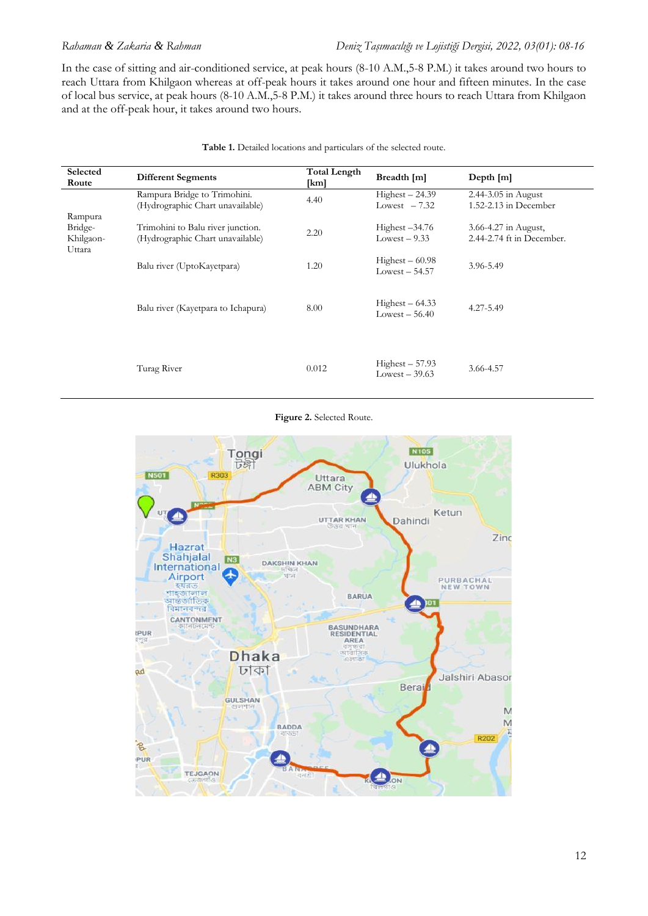In the case of sitting and air-conditioned service, at peak hours (8-10 A.M.,5-8 P.M.) it takes around two hours to reach Uttara from Khilgaon whereas at off-peak hours it takes around one hour and fifteen minutes. In the case of local bus service, at peak hours (8-10 A.M.,5-8 P.M.) it takes around three hours to reach Uttara from Khilgaon and at the off-peak hour, it takes around two hours.

**Table 1.** Detailed locations and particulars of the selected route.

| Selected Route | Different Segments | Total Length [km] | Breadth [m] | Depth [m] |
|---|---|---|---|---|
| Rampura Bridge-Khilgaon-Uttara | Rampura Bridge to Trimohini. (Hydrographic Chart unavailable) | 4.40 | Highest – 24.39<br>Lowest – 7.32 | 2.44-3.05 in August<br>1.52-2.13 in December |
| | Trimohini to Balu river junction. (Hydrographic Chart unavailable) | 2.20 | Highest –34.76<br>Lowest – 9.33 | 3.66-4.27 in August,<br>2.44-2.74 ft in December. |
| | Balu river (UptoKayetpara) | 1.20 | Highest – 60.98<br>Lowest – 54.57 | 3.96-5.49 |
| | Balu river (Kayetpara to Ichapura) | 8.00 | Highest – 64.33<br>Lowest – 56.40 | 4.27-5.49 |
| | Turag River | 0.012 | Highest – 57.93<br>Lowest – 39.63 | 3.66-4.57 |

**Figure 2.** Selected Route.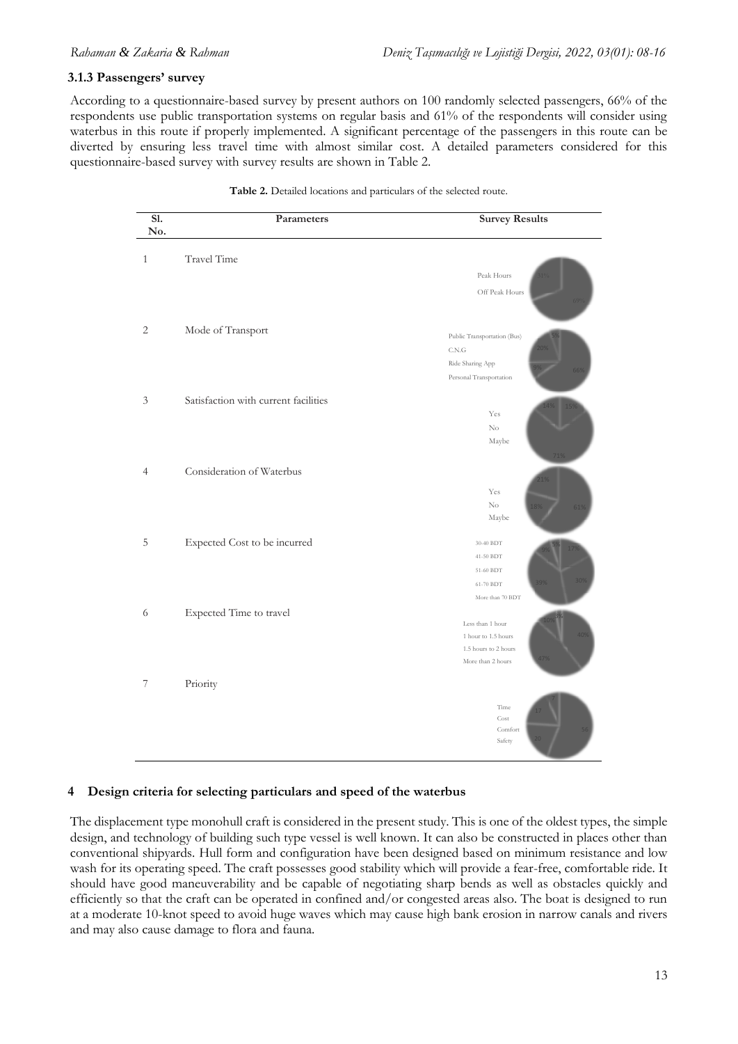### 3.1.3 Passengers' survey

According to a questionnaire-based survey by present authors on 100 randomly selected passengers, 66% of the respondents use public transportation systems on regular basis and 61% of the respondents will consider using waterbus in this route if properly implemented. A significant percentage of the passengers in this route can be diverted by ensuring less travel time with almost similar cost. A detailed parameters considered for this questionnaire-based survey with survey results are shown in Table 2.

**Table 2.** Detailed locations and particulars of the selected route.

| Sl. No. | Parameters | Survey Results |
|---|---|---|
| 1 | Travel Time | Peak Hours 31%; Off Peak Hours 69% |
| 2 | Mode of Transport | Public Transportation (Bus) 66%; C.N.G 20%; Ride Sharing App 9%; Personal Transportation 5% |
| 3 | Satisfaction with current facilities | Yes 14%; No 71%; Maybe 15% |
| 4 | Consideration of Waterbus | Yes 61%; No 18%; Maybe 21% |
| 5 | Expected Cost to be incurred | 30-40 BDT 17%; 41-50 BDT 30%; 51-60 BDT 39%; 61-70 BDT 9%; More than 70 BDT 5% |
| 6 | Expected Time to travel | Less than 1 hour 40%; 1 hour to 1.5 hours 47%; 1.5 hours to 2 hours 10%; More than 2 hours 3% |
| 7 | Priority | Time 56; Cost 20; Comfort 17; Safety 7 |

## 4 Design criteria for selecting particulars and speed of the waterbus

The displacement type monohull craft is considered in the present study. This is one of the oldest types, the simple design, and technology of building such type vessel is well known. It can also be constructed in places other than conventional shipyards. Hull form and configuration have been designed based on minimum resistance and low wash for its operating speed. The craft possesses good stability which will provide a fear-free, comfortable ride. It should have good maneuverability and be capable of negotiating sharp bends as well as obstacles quickly and efficiently so that the craft can be operated in confined and/or congested areas also. The boat is designed to run at a moderate 10-knot speed to avoid huge waves which may cause high bank erosion in narrow canals and rivers and may also cause damage to flora and fauna.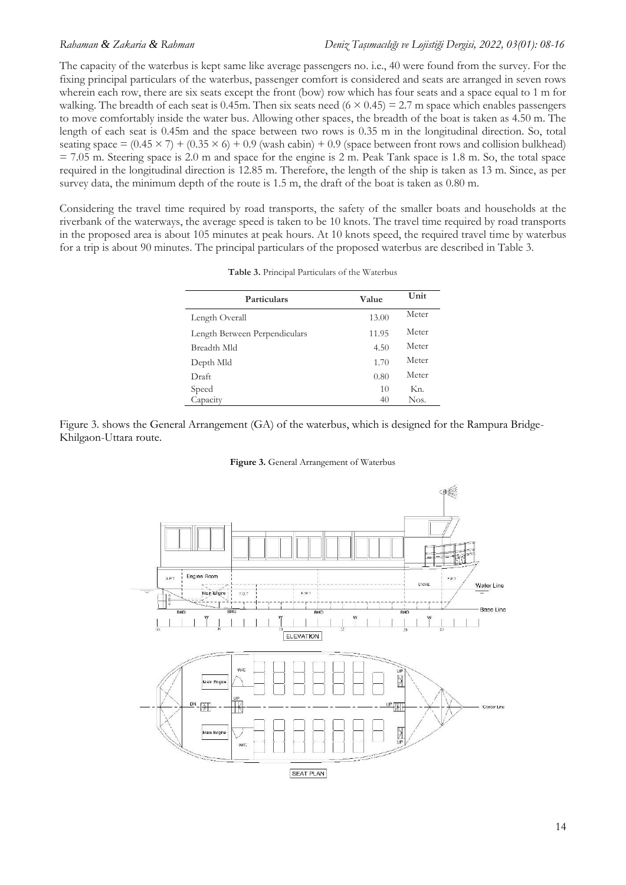The capacity of the waterbus is kept same like average passengers no. i.e., 40 were found from the survey. For the fixing principal particulars of the waterbus, passenger comfort is considered and seats are arranged in seven rows wherein each row, there are six seats except the front (bow) row which has four seats and a space equal to 1 m for walking. The breadth of each seat is 0.45m. Then six seats need $(6 \times 0.45) = 2.7$ m space which enables passengers to move comfortably inside the water bus. Allowing other spaces, the breadth of the boat is taken as 4.50 m. The length of each seat is 0.45m and the space between two rows is 0.35 m in the longitudinal direction. So, total seating space $= (0.45 \times 7) + (0.35 \times 6) + 0.9$ (wash cabin) $+ 0.9$ (space between front rows and collision bulkhead) $= 7.05$ m. Steering space is 2.0 m and space for the engine is 2 m. Peak Tank space is 1.8 m. So, the total space required in the longitudinal direction is 12.85 m. Therefore, the length of the ship is taken as 13 m. Since, as per survey data, the minimum depth of the route is 1.5 m, the draft of the boat is taken as 0.80 m.

Considering the travel time required by road transports, the safety of the smaller boats and households at the riverbank of the waterways, the average speed is taken to be 10 knots. The travel time required by road transports in the proposed area is about 105 minutes at peak hours. At 10 knots speed, the required travel time by waterbus for a trip is about 90 minutes. The principal particulars of the proposed waterbus are described in Table 3.

**Table 3.** Principal Particulars of the Waterbus

| Particulars | Value | Unit |
|---|---|---|
| Length Overall | 13.00 | Meter |
| Length Between Perpendiculars | 11.95 | Meter |
| Breadth Mld | 4.50 | Meter |
| Depth Mld | 1.70 | Meter |
| Draft | 0.80 | Meter |
| Speed | 10 | Kn. |
| Capacity | 40 | Nos. |

Figure 3. shows the General Arrangement (GA) of the waterbus, which is designed for the Rampura Bridge-Khilgaon-Uttara route.

**Figure 3.** General Arrangement of Waterbus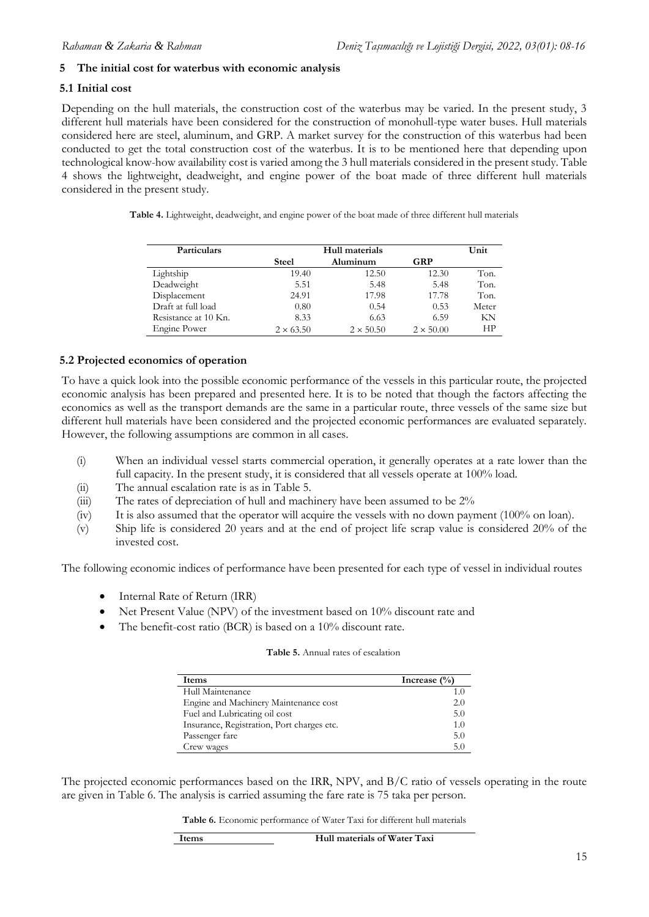## 5 The initial cost for waterbus with economic analysis

### 5.1 Initial cost

Depending on the hull materials, the construction cost of the waterbus may be varied. In the present study, 3 different hull materials have been considered for the construction of monohull-type water buses. Hull materials considered here are steel, aluminum, and GRP. A market survey for the construction of this waterbus had been conducted to get the total construction cost of the waterbus. It is to be mentioned here that depending upon technological know-how availability cost is varied among the 3 hull materials considered in the present study. Table 4 shows the lightweight, deadweight, and engine power of the boat made of three different hull materials considered in the present study.

**Table 4.** Lightweight, deadweight, and engine power of the boat made of three different hull materials

| Particulars | Hull materials | | | Unit |
|---|---|---|---|---|
| | Steel | Aluminum | GRP | |
| Lightship | 19.40 | 12.50 | 12.30 | Ton. |
| Deadweight | 5.51 | 5.48 | 5.48 | Ton. |
| Displacement | 24.91 | 17.98 | 17.78 | Ton. |
| Draft at full load | 0.80 | 0.54 | 0.53 | Meter |
| Resistance at 10 Kn. | 8.33 | 6.63 | 6.59 | KN |
| Engine Power | $2 \times 63.50$ | $2 \times 50.50$ | $2 \times 50.00$ | HP |

### 5.2 Projected economics of operation

To have a quick look into the possible economic performance of the vessels in this particular route, the projected economic analysis has been prepared and presented here. It is to be noted that though the factors affecting the economics as well as the transport demands are the same in a particular route, three vessels of the same size but different hull materials have been considered and the projected economic performances are evaluated separately. However, the following assumptions are common in all cases.

(i) When an individual vessel starts commercial operation, it generally operates at a rate lower than the full capacity. In the present study, it is considered that all vessels operate at 100% load.

(ii) The annual escalation rate is as in Table 5.

(iii) The rates of depreciation of hull and machinery have been assumed to be 2%

(iv) It is also assumed that the operator will acquire the vessels with no down payment (100% on loan).

(v) Ship life is considered 20 years and at the end of project life scrap value is considered 20% of the invested cost.

The following economic indices of performance have been presented for each type of vessel in individual routes

- Internal Rate of Return (IRR)
- Net Present Value (NPV) of the investment based on 10% discount rate and
- The benefit-cost ratio (BCR) is based on a 10% discount rate.

**Table 5.** Annual rates of escalation

| Items | Increase (%) |
|---|---|
| Hull Maintenance | 1.0 |
| Engine and Machinery Maintenance cost | 2.0 |
| Fuel and Lubricating oil cost | 5.0 |
| Insurance, Registration, Port charges etc. | 1.0 |
| Passenger fare | 5.0 |
| Crew wages | 5.0 |

The projected economic performances based on the IRR, NPV, and B/C ratio of vessels operating in the route are given in Table 6. The analysis is carried assuming the fare rate is 75 taka per person.

**Table 6.** Economic performance of Water Taxi for different hull materials

| Items | Hull materials of Water Taxi |
|---|---|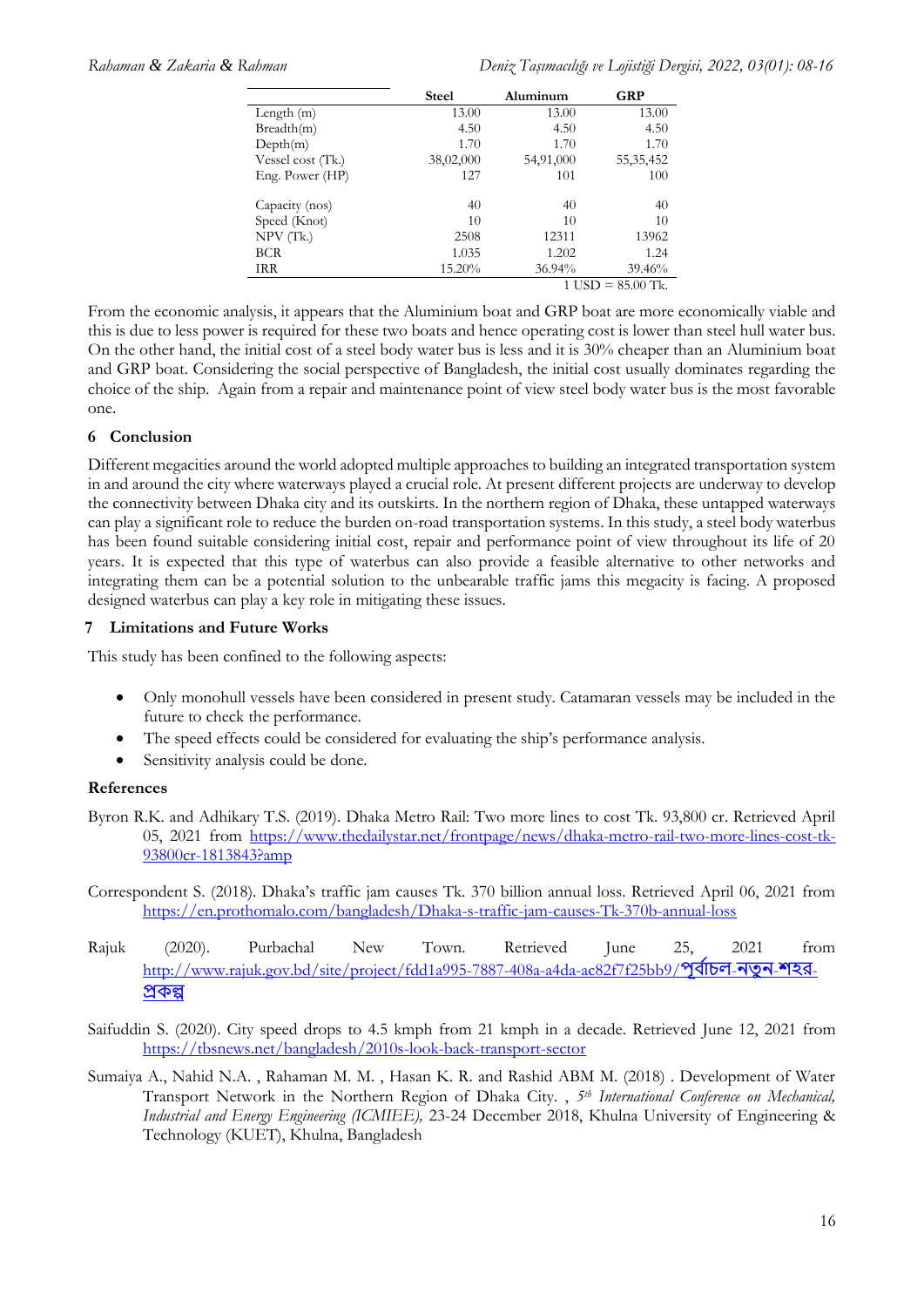| | Steel | Aluminum | GRP |
|---|---|---|---|
| Length (m) | 13.00 | 13.00 | 13.00 |
| Breadth(m) | 4.50 | 4.50 | 4.50 |
| Depth(m) | 1.70 | 1.70 | 1.70 |
| Vessel cost (Tk.) | 38,02,000 | 54,91,000 | 55,35,452 |
| Eng. Power (HP) | 127 | 101 | 100 |
| Capacity (nos) | 40 | 40 | 40 |
| Speed (Knot) | 10 | 10 | 10 |
| NPV (Tk.) | 2508 | 12311 | 13962 |
| BCR | 1.035 | 1.202 | 1.24 |
| IRR | 15.20% | 36.94% | 39.46% |

1 USD = 85.00 Tk.

From the economic analysis, it appears that the Aluminium boat and GRP boat are more economically viable and this is due to less power is required for these two boats and hence operating cost is lower than steel hull water bus. On the other hand, the initial cost of a steel body water bus is less and it is 30% cheaper than an Aluminium boat and GRP boat. Considering the social perspective of Bangladesh, the initial cost usually dominates regarding the choice of the ship. Again from a repair and maintenance point of view steel body water bus is the most favorable one.

## 6 Conclusion

Different megacities around the world adopted multiple approaches to building an integrated transportation system in and around the city where waterways played a crucial role. At present different projects are underway to develop the connectivity between Dhaka city and its outskirts. In the northern region of Dhaka, these untapped waterways can play a significant role to reduce the burden on-road transportation systems. In this study, a steel body waterbus has been found suitable considering initial cost, repair and performance point of view throughout its life of 20 years. It is expected that this type of waterbus can also provide a feasible alternative to other networks and integrating them can be a potential solution to the unbearable traffic jams this megacity is facing. A proposed designed waterbus can play a key role in mitigating these issues.

## 7 Limitations and Future Works

This study has been confined to the following aspects:

- Only monohull vessels have been considered in present study. Catamaran vessels may be included in the future to check the performance.
- The speed effects could be considered for evaluating the ship's performance analysis.
- Sensitivity analysis could be done.

## References

Byron R.K. and Adhikary T.S. (2019). Dhaka Metro Rail: Two more lines to cost Tk. 93,800 cr. Retrieved April 05, 2021 from https://www.thedailystar.net/frontpage/news/dhaka-metro-rail-two-more-lines-cost-tk-93800cr-1813843?amp

Correspondent S. (2018). Dhaka's traffic jam causes Tk. 370 billion annual loss. Retrieved April 06, 2021 from https://en.prothomalo.com/bangladesh/Dhaka-s-traffic-jam-causes-Tk-370b-annual-loss

Rajuk (2020). Purbachal New Town. Retrieved June 25, 2021 from http://www.rajuk.gov.bd/site/project/fdd1a995-7887-408a-a4da-ac82f7f25bb9/পূর্বাচল-নতুন-শহর-প্রকল্প

Saifuddin S. (2020). City speed drops to 4.5 kmph from 21 kmph in a decade. Retrieved June 12, 2021 from https://tbsnews.net/bangladesh/2010s-look-back-transport-sector

Sumaiya A., Nahid N.A. , Rahaman M. M. , Hasan K. R. and Rashid ABM M. (2018) . Development of Water Transport Network in the Northern Region of Dhaka City. , *5th International Conference on Mechanical, Industrial and Energy Engineering (ICMIEE),* 23-24 December 2018, Khulna University of Engineering & Technology (KUET), Khulna, Bangladesh